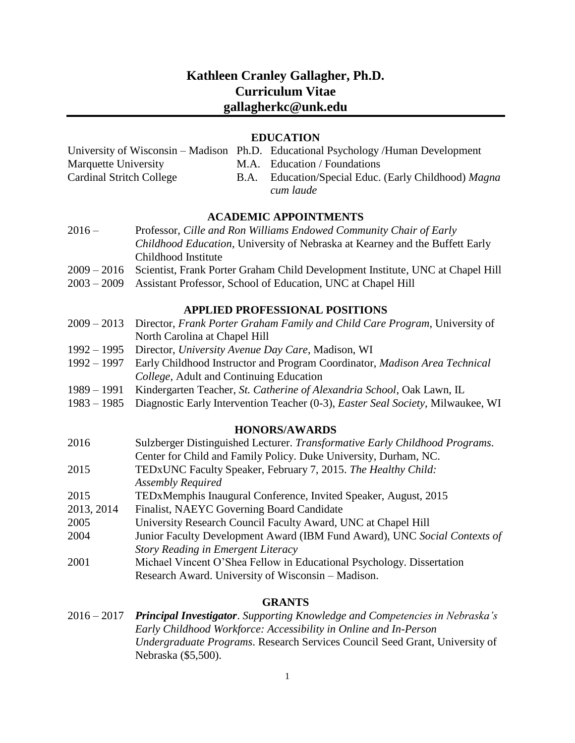# Kathleen Cranley Gallagher, Ph.D.
# Curriculum Vitae
# gallagherkc@unk.edu

## EDUCATION

| | | |
|---|---|---|
| University of Wisconsin – Madison | Ph.D. | Educational Psychology /Human Development |
| Marquette University | M.A. | Education / Foundations |
| Cardinal Stritch College | B.A. | Education/Special Educ. (Early Childhood) *Magna cum laude* |

## ACADEMIC APPOINTMENTS

2016 – Professor, *Cille and Ron Williams Endowed Community Chair of Early Childhood Education*, University of Nebraska at Kearney and the Buffett Early Childhood Institute

2009 – 2016 Scientist, Frank Porter Graham Child Development Institute, UNC at Chapel Hill

2003 – 2009 Assistant Professor, School of Education, UNC at Chapel Hill

## APPLIED PROFESSIONAL POSITIONS

2009 – 2013 Director, *Frank Porter Graham Family and Child Care Program*, University of North Carolina at Chapel Hill

1992 – 1995 Director, *University Avenue Day Care*, Madison, WI

1992 – 1997 Early Childhood Instructor and Program Coordinator, *Madison Area Technical College*, Adult and Continuing Education

1989 – 1991 Kindergarten Teacher, *St. Catherine of Alexandria School*, Oak Lawn, IL

1983 – 1985 Diagnostic Early Intervention Teacher (0-3), *Easter Seal Society*, Milwaukee, WI

## HONORS/AWARDS

2016 Sulzberger Distinguished Lecturer. *Transformative Early Childhood Programs*. Center for Child and Family Policy. Duke University, Durham, NC.

2015 TEDxUNC Faculty Speaker, February 7, 2015. *The Healthy Child: Assembly Required*

2015 TEDxMemphis Inaugural Conference, Invited Speaker, August, 2015

2013, 2014 Finalist, NAEYC Governing Board Candidate

2005 University Research Council Faculty Award, UNC at Chapel Hill

2004 Junior Faculty Development Award (IBM Fund Award), UNC *Social Contexts of Story Reading in Emergent Literacy*

2001 Michael Vincent O'Shea Fellow in Educational Psychology. Dissertation Research Award. University of Wisconsin – Madison.

## GRANTS

2016 – 2017 ***Principal Investigator***. *Supporting Knowledge and Competencies in Nebraska's Early Childhood Workforce: Accessibility in Online and In-Person Undergraduate Programs*. Research Services Council Seed Grant, University of Nebraska ($5,500).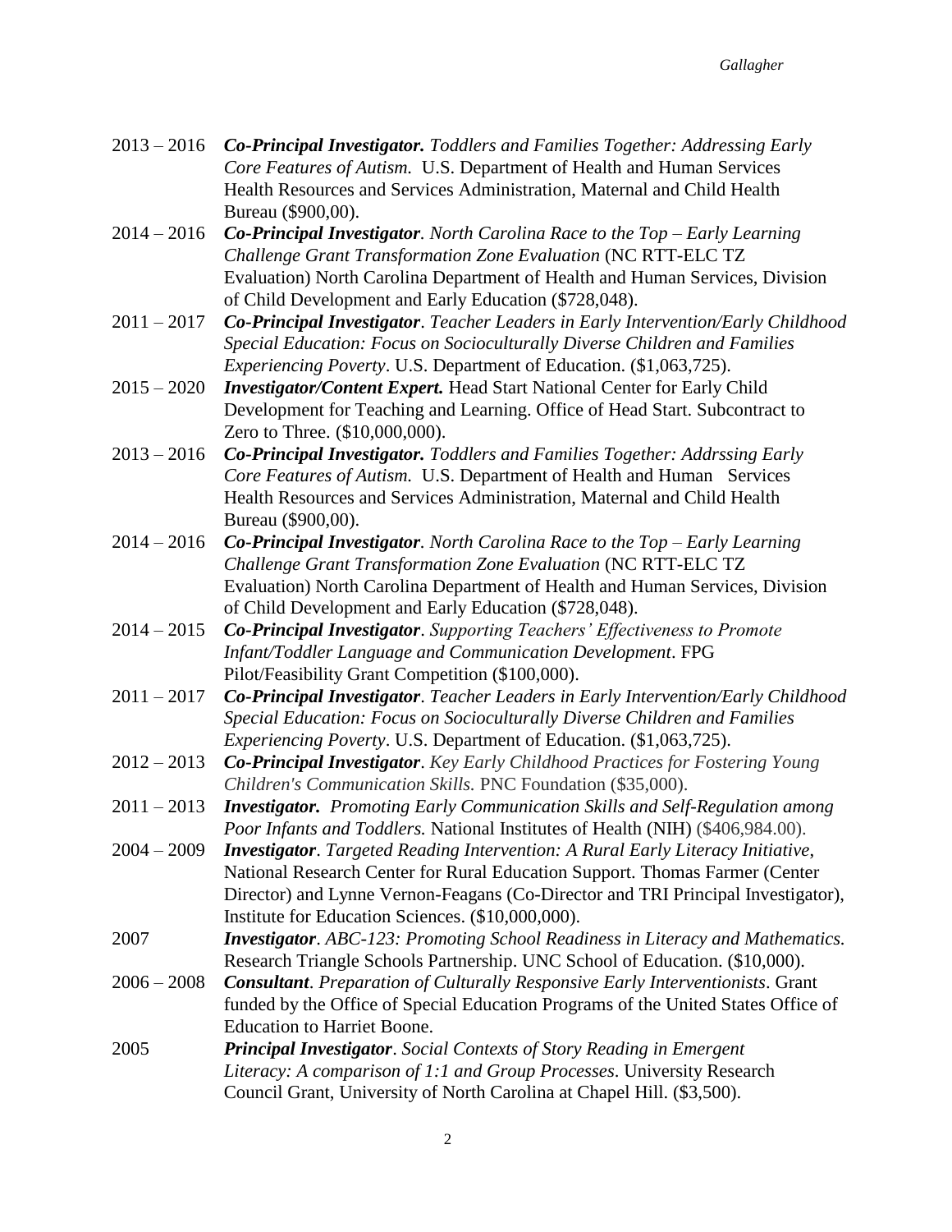2013 – 2016 ***Co-Principal Investigator.*** *Toddlers and Families Together: Addressing Early Core Features of Autism.* U.S. Department of Health and Human Services Health Resources and Services Administration, Maternal and Child Health Bureau ($900,00).

2014 – 2016 ***Co-Principal Investigator***. *North Carolina Race to the Top – Early Learning Challenge Grant Transformation Zone Evaluation* (NC RTT-ELC TZ Evaluation) North Carolina Department of Health and Human Services, Division of Child Development and Early Education ($728,048).

2011 – 2017 ***Co-Principal Investigator***. *Teacher Leaders in Early Intervention/Early Childhood Special Education: Focus on Socioculturally Diverse Children and Families Experiencing Poverty*. U.S. Department of Education. ($1,063,725).

2015 – 2020 ***Investigator/Content Expert.*** Head Start National Center for Early Child Development for Teaching and Learning. Office of Head Start. Subcontract to Zero to Three. ($10,000,000).

2013 – 2016 ***Co-Principal Investigator.*** *Toddlers and Families Together: Addrssing Early Core Features of Autism.* U.S. Department of Health and Human Services Health Resources and Services Administration, Maternal and Child Health Bureau ($900,00).

2014 – 2016 ***Co-Principal Investigator***. *North Carolina Race to the Top – Early Learning Challenge Grant Transformation Zone Evaluation* (NC RTT-ELC TZ Evaluation) North Carolina Department of Health and Human Services, Division of Child Development and Early Education ($728,048).

2014 – 2015 ***Co-Principal Investigator***. *Supporting Teachers' Effectiveness to Promote Infant/Toddler Language and Communication Development*. FPG Pilot/Feasibility Grant Competition ($100,000).

2011 – 2017 ***Co-Principal Investigator***. *Teacher Leaders in Early Intervention/Early Childhood Special Education: Focus on Socioculturally Diverse Children and Families Experiencing Poverty*. U.S. Department of Education. ($1,063,725).

2012 – 2013 ***Co-Principal Investigator***. *Key Early Childhood Practices for Fostering Young Children's Communication Skills.* PNC Foundation ($35,000).

2011 – 2013 ***Investigator.*** *Promoting Early Communication Skills and Self-Regulation among Poor Infants and Toddlers.* National Institutes of Health (NIH) ($406,984.00).

2004 – 2009 ***Investigator***. *Targeted Reading Intervention: A Rural Early Literacy Initiative*, National Research Center for Rural Education Support. Thomas Farmer (Center Director) and Lynne Vernon-Feagans (Co-Director and TRI Principal Investigator), Institute for Education Sciences. ($10,000,000).

2007 ***Investigator***. *ABC-123: Promoting School Readiness in Literacy and Mathematics.* Research Triangle Schools Partnership. UNC School of Education. ($10,000).

2006 – 2008 ***Consultant***. *Preparation of Culturally Responsive Early Interventionists*. Grant funded by the Office of Special Education Programs of the United States Office of Education to Harriet Boone.

2005 ***Principal Investigator***. *Social Contexts of Story Reading in Emergent Literacy: A comparison of 1:1 and Group Processes*. University Research Council Grant, University of North Carolina at Chapel Hill. ($3,500).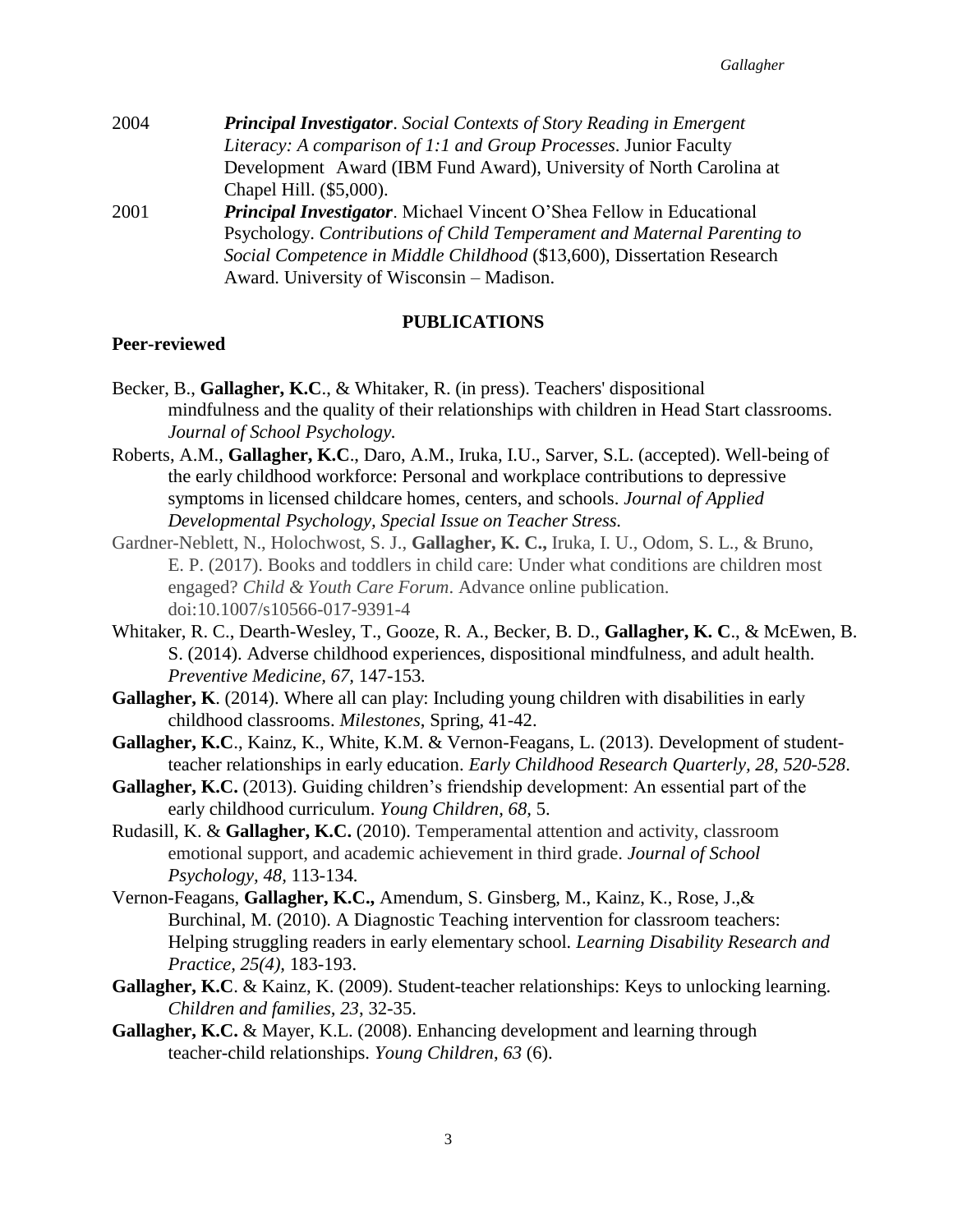2004 ***Principal Investigator***. *Social Contexts of Story Reading in Emergent Literacy: A comparison of 1:1 and Group Processes*. Junior Faculty Development Award (IBM Fund Award), University of North Carolina at Chapel Hill. ($5,000).

2001 ***Principal Investigator***. Michael Vincent O'Shea Fellow in Educational Psychology. *Contributions of Child Temperament and Maternal Parenting to Social Competence in Middle Childhood* ($13,600), Dissertation Research Award. University of Wisconsin – Madison.

## PUBLICATIONS

### Peer-reviewed

Becker, B., **Gallagher, K.C**., & Whitaker, R. (in press). Teachers' dispositional mindfulness and the quality of their relationships with children in Head Start classrooms. *Journal of School Psychology.*

Roberts, A.M., **Gallagher, K.C**., Daro, A.M., Iruka, I.U., Sarver, S.L. (accepted). Well-being of the early childhood workforce: Personal and workplace contributions to depressive symptoms in licensed childcare homes, centers, and schools. *Journal of Applied Developmental Psychology, Special Issue on Teacher Stress.*

Gardner-Neblett, N., Holochwost, S. J., **Gallagher, K. C.,** Iruka, I. U., Odom, S. L., & Bruno, E. P. (2017). Books and toddlers in child care: Under what conditions are children most engaged? *Child & Youth Care Forum*. Advance online publication. doi:10.1007/s10566-017-9391-4

Whitaker, R. C., Dearth-Wesley, T., Gooze, R. A., Becker, B. D., **Gallagher, K. C**., & McEwen, B. S. (2014). Adverse childhood experiences, dispositional mindfulness, and adult health. *Preventive Medicine, 67,* 147-153*.*

**Gallagher, K**. (2014). Where all can play: Including young children with disabilities in early childhood classrooms. *Milestones*, Spring, 41-42.

**Gallagher, K.C**., Kainz, K., White, K.M. & Vernon-Feagans, L. (2013). Development of student-teacher relationships in early education. *Early Childhood Research Quarterly, 28, 520-528*.

**Gallagher, K.C.** (2013). Guiding children's friendship development: An essential part of the early childhood curriculum. *Young Children, 68,* 5.

Rudasill, K. & **Gallagher, K.C.** (2010). Temperamental attention and activity, classroom emotional support, and academic achievement in third grade. *Journal of School Psychology, 48*, 113-134*.*

Vernon-Feagans, **Gallagher, K.C.,** Amendum, S. Ginsberg, M., Kainz, K., Rose, J.,& Burchinal, M. (2010). A Diagnostic Teaching intervention for classroom teachers: Helping struggling readers in early elementary school*. Learning Disability Research and Practice, 25(4),* 183-193.

**Gallagher, K.C**. & Kainz, K. (2009). Student-teacher relationships: Keys to unlocking learning. *Children and families, 23*, 32-35.

**Gallagher, K.C.** & Mayer, K.L. (2008). Enhancing development and learning through teacher-child relationships. *Young Children, 63* (6).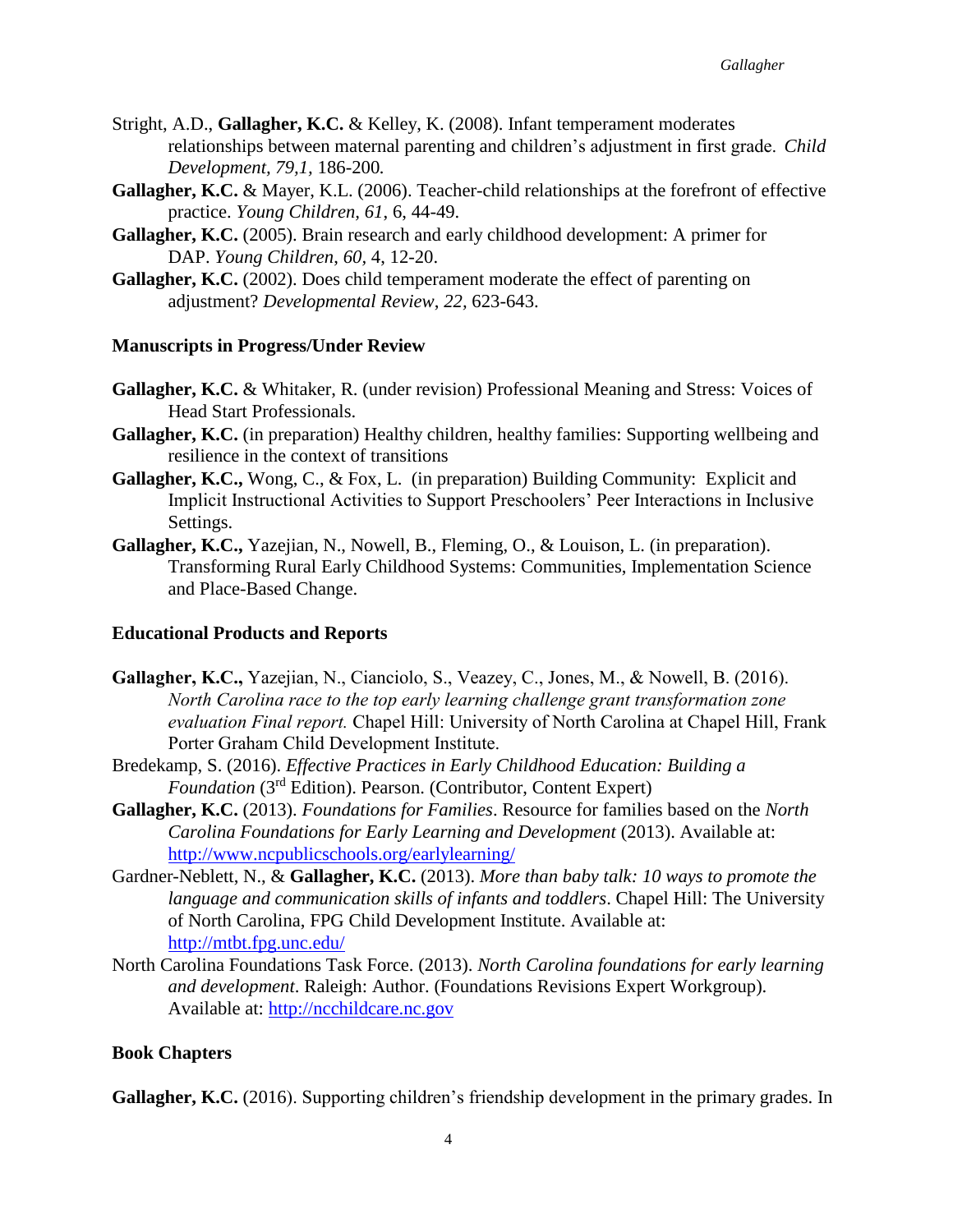Stright, A.D., **Gallagher, K.C.** & Kelley, K. (2008). Infant temperament moderates relationships between maternal parenting and children's adjustment in first grade. *Child Development, 79,1,* 186-200*.*

**Gallagher, K.C.** & Mayer, K.L. (2006). Teacher-child relationships at the forefront of effective practice. *Young Children, 61,* 6, 44-49.

**Gallagher, K.C.** (2005). Brain research and early childhood development: A primer for DAP. *Young Children*, *60*, 4, 12-20.

**Gallagher, K.C.** (2002). Does child temperament moderate the effect of parenting on adjustment? *Developmental Review*, *22,* 623-643.

### Manuscripts in Progress/Under Review

**Gallagher, K.C.** & Whitaker, R. (under revision) Professional Meaning and Stress: Voices of Head Start Professionals.

**Gallagher, K.C.** (in preparation) Healthy children, healthy families: Supporting wellbeing and resilience in the context of transitions

**Gallagher, K.C.,** Wong, C., & Fox, L. (in preparation) Building Community: Explicit and Implicit Instructional Activities to Support Preschoolers' Peer Interactions in Inclusive Settings.

**Gallagher, K.C.,** Yazejian, N., Nowell, B., Fleming, O., & Louison, L. (in preparation). Transforming Rural Early Childhood Systems: Communities, Implementation Science and Place-Based Change.

### Educational Products and Reports

**Gallagher, K.C.,** Yazejian, N., Cianciolo, S., Veazey, C., Jones, M., & Nowell, B. (2016). *North Carolina race to the top early learning challenge grant transformation zone evaluation Final report.* Chapel Hill: University of North Carolina at Chapel Hill, Frank Porter Graham Child Development Institute.

Bredekamp, S. (2016). *Effective Practices in Early Childhood Education: Building a Foundation* (3rd Edition). Pearson. (Contributor, Content Expert)

**Gallagher, K.C.** (2013). *Foundations for Families*. Resource for families based on the *North Carolina Foundations for Early Learning and Development* (2013). Available at: http://www.ncpublicschools.org/earlylearning/

Gardner-Neblett, N., & **Gallagher, K.C.** (2013). *More than baby talk: 10 ways to promote the language and communication skills of infants and toddlers*. Chapel Hill: The University of North Carolina, FPG Child Development Institute. Available at: http://mtbt.fpg.unc.edu/

North Carolina Foundations Task Force. (2013). *North Carolina foundations for early learning and development*. Raleigh: Author. (Foundations Revisions Expert Workgroup). Available at: http://ncchildcare.nc.gov

### Book Chapters

**Gallagher, K.C.** (2016). Supporting children's friendship development in the primary grades. In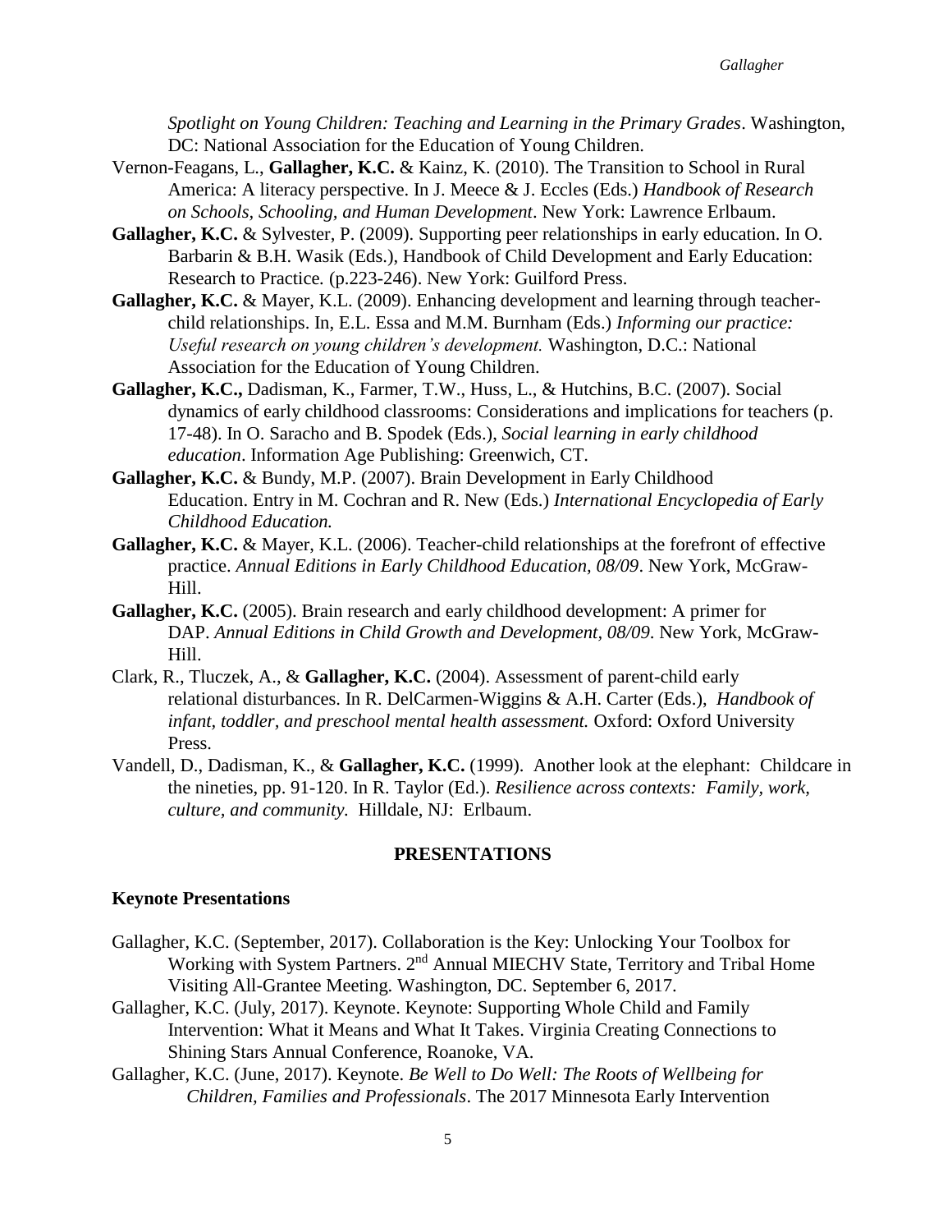*Spotlight on Young Children: Teaching and Learning in the Primary Grades*. Washington, DC: National Association for the Education of Young Children.

Vernon-Feagans, L., **Gallagher, K.C.** & Kainz, K. (2010). The Transition to School in Rural America: A literacy perspective. In J. Meece & J. Eccles (Eds.) *Handbook of Research on Schools, Schooling, and Human Development*. New York: Lawrence Erlbaum.

**Gallagher, K.C.** & Sylvester, P. (2009). Supporting peer relationships in early education. In O. Barbarin & B.H. Wasik (Eds.), Handbook of Child Development and Early Education: Research to Practice*.* (p.223-246). New York: Guilford Press.

**Gallagher, K.C.** & Mayer, K.L. (2009). Enhancing development and learning through teacher-child relationships. In, E.L. Essa and M.M. Burnham (Eds.) *Informing our practice: Useful research on young children's development.* Washington, D.C.: National Association for the Education of Young Children.

**Gallagher, K.C.,** Dadisman, K., Farmer, T.W., Huss, L., & Hutchins, B.C. (2007). Social dynamics of early childhood classrooms: Considerations and implications for teachers (p. 17-48). In O. Saracho and B. Spodek (Eds.), *Social learning in early childhood education*. Information Age Publishing: Greenwich, CT.

**Gallagher, K.C.** & Bundy, M.P. (2007). Brain Development in Early Childhood Education. Entry in M. Cochran and R. New (Eds.) *International Encyclopedia of Early Childhood Education.*

**Gallagher, K.C.** & Mayer, K.L. (2006). Teacher-child relationships at the forefront of effective practice. *Annual Editions in Early Childhood Education, 08/09*. New York, McGraw-Hill.

**Gallagher, K.C.** (2005). Brain research and early childhood development: A primer for DAP. *Annual Editions in Child Growth and Development, 08/09*. New York, McGraw-Hill.

Clark, R., Tluczek, A., & **Gallagher, K.C.** (2004). Assessment of parent-child early relational disturbances. In R. DelCarmen-Wiggins & A.H. Carter (Eds.), *Handbook of infant, toddler, and preschool mental health assessment.* Oxford: Oxford University Press.

Vandell, D., Dadisman, K., & **Gallagher, K.C.** (1999). Another look at the elephant: Childcare in the nineties, pp. 91-120. In R. Taylor (Ed.). *Resilience across contexts: Family, work, culture, and community.* Hilldale, NJ: Erlbaum.

## PRESENTATIONS

### Keynote Presentations

Gallagher, K.C. (September, 2017). Collaboration is the Key: Unlocking Your Toolbox for Working with System Partners. 2nd Annual MIECHV State, Territory and Tribal Home Visiting All-Grantee Meeting. Washington, DC. September 6, 2017.

Gallagher, K.C. (July, 2017). Keynote. Keynote: Supporting Whole Child and Family Intervention: What it Means and What It Takes. Virginia Creating Connections to Shining Stars Annual Conference, Roanoke, VA.

Gallagher, K.C. (June, 2017). Keynote. *Be Well to Do Well: The Roots of Wellbeing for Children, Families and Professionals*. The 2017 Minnesota Early Intervention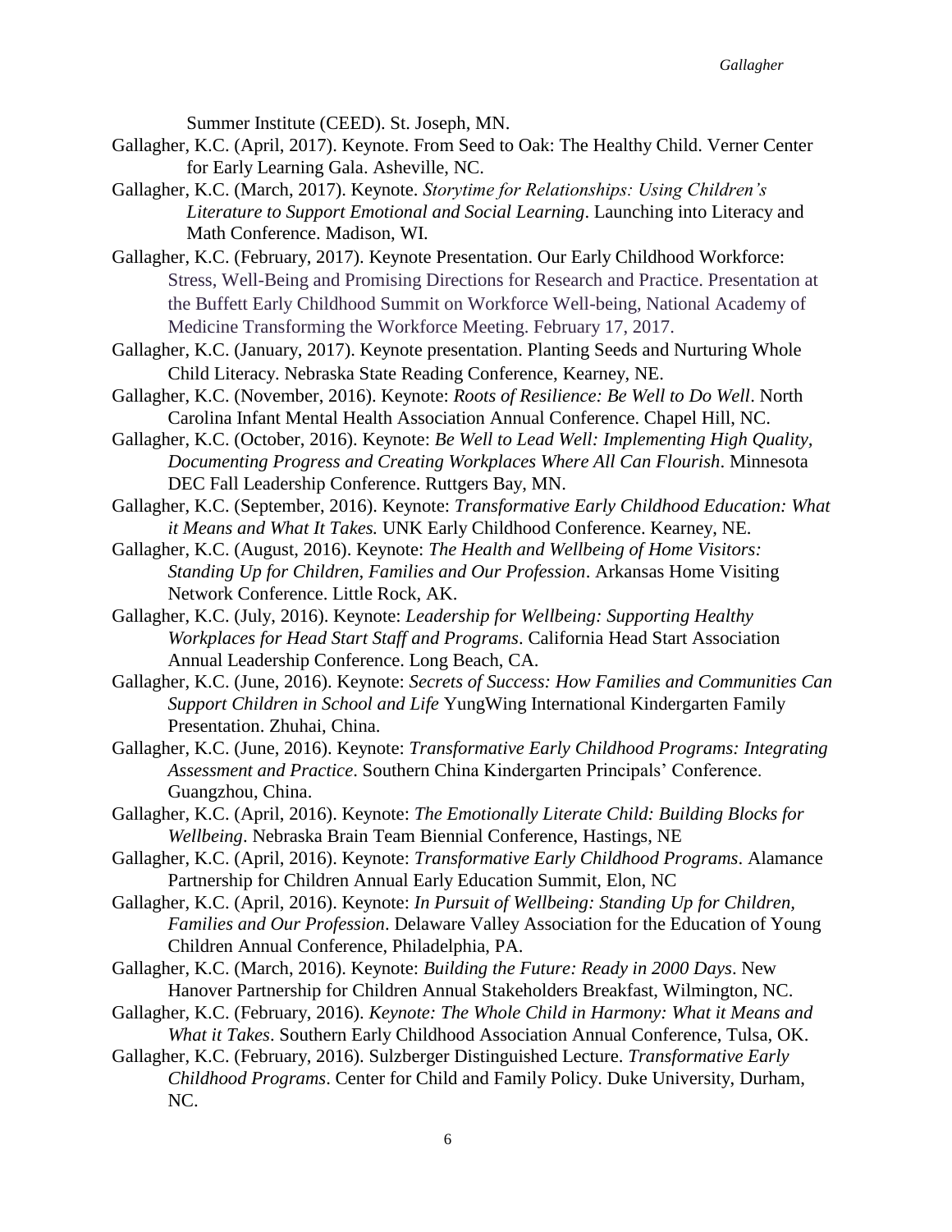Summer Institute (CEED). St. Joseph, MN.

Gallagher, K.C. (April, 2017). Keynote. From Seed to Oak: The Healthy Child. Verner Center for Early Learning Gala. Asheville, NC.

Gallagher, K.C. (March, 2017). Keynote. *Storytime for Relationships: Using Children's Literature to Support Emotional and Social Learning*. Launching into Literacy and Math Conference. Madison, WI.

Gallagher, K.C. (February, 2017). Keynote Presentation. Our Early Childhood Workforce: Stress, Well-Being and Promising Directions for Research and Practice. Presentation at the Buffett Early Childhood Summit on Workforce Well-being, National Academy of Medicine Transforming the Workforce Meeting. February 17, 2017.

Gallagher, K.C. (January, 2017). Keynote presentation. Planting Seeds and Nurturing Whole Child Literacy. Nebraska State Reading Conference, Kearney, NE.

Gallagher, K.C. (November, 2016). Keynote: *Roots of Resilience: Be Well to Do Well*. North Carolina Infant Mental Health Association Annual Conference. Chapel Hill, NC.

Gallagher, K.C. (October, 2016). Keynote: *Be Well to Lead Well: Implementing High Quality, Documenting Progress and Creating Workplaces Where All Can Flourish*. Minnesota DEC Fall Leadership Conference. Ruttgers Bay, MN.

Gallagher, K.C. (September, 2016). Keynote: *Transformative Early Childhood Education: What it Means and What It Takes.* UNK Early Childhood Conference. Kearney, NE.

Gallagher, K.C. (August, 2016). Keynote: *The Health and Wellbeing of Home Visitors: Standing Up for Children, Families and Our Profession*. Arkansas Home Visiting Network Conference. Little Rock, AK.

Gallagher, K.C. (July, 2016). Keynote: *Leadership for Wellbeing: Supporting Healthy Workplaces for Head Start Staff and Programs*. California Head Start Association Annual Leadership Conference. Long Beach, CA.

Gallagher, K.C. (June, 2016). Keynote: *Secrets of Success: How Families and Communities Can Support Children in School and Life* YungWing International Kindergarten Family Presentation. Zhuhai, China.

Gallagher, K.C. (June, 2016). Keynote: *Transformative Early Childhood Programs: Integrating Assessment and Practice*. Southern China Kindergarten Principals' Conference. Guangzhou, China.

Gallagher, K.C. (April, 2016). Keynote: *The Emotionally Literate Child: Building Blocks for Wellbeing*. Nebraska Brain Team Biennial Conference, Hastings, NE

Gallagher, K.C. (April, 2016). Keynote: *Transformative Early Childhood Programs*. Alamance Partnership for Children Annual Early Education Summit, Elon, NC

Gallagher, K.C. (April, 2016). Keynote: *In Pursuit of Wellbeing: Standing Up for Children, Families and Our Profession*. Delaware Valley Association for the Education of Young Children Annual Conference, Philadelphia, PA.

Gallagher, K.C. (March, 2016). Keynote: *Building the Future: Ready in 2000 Days*. New Hanover Partnership for Children Annual Stakeholders Breakfast, Wilmington, NC.

Gallagher, K.C. (February, 2016). *Keynote: The Whole Child in Harmony: What it Means and What it Takes*. Southern Early Childhood Association Annual Conference, Tulsa, OK.

Gallagher, K.C. (February, 2016). Sulzberger Distinguished Lecture. *Transformative Early Childhood Programs*. Center for Child and Family Policy. Duke University, Durham, NC.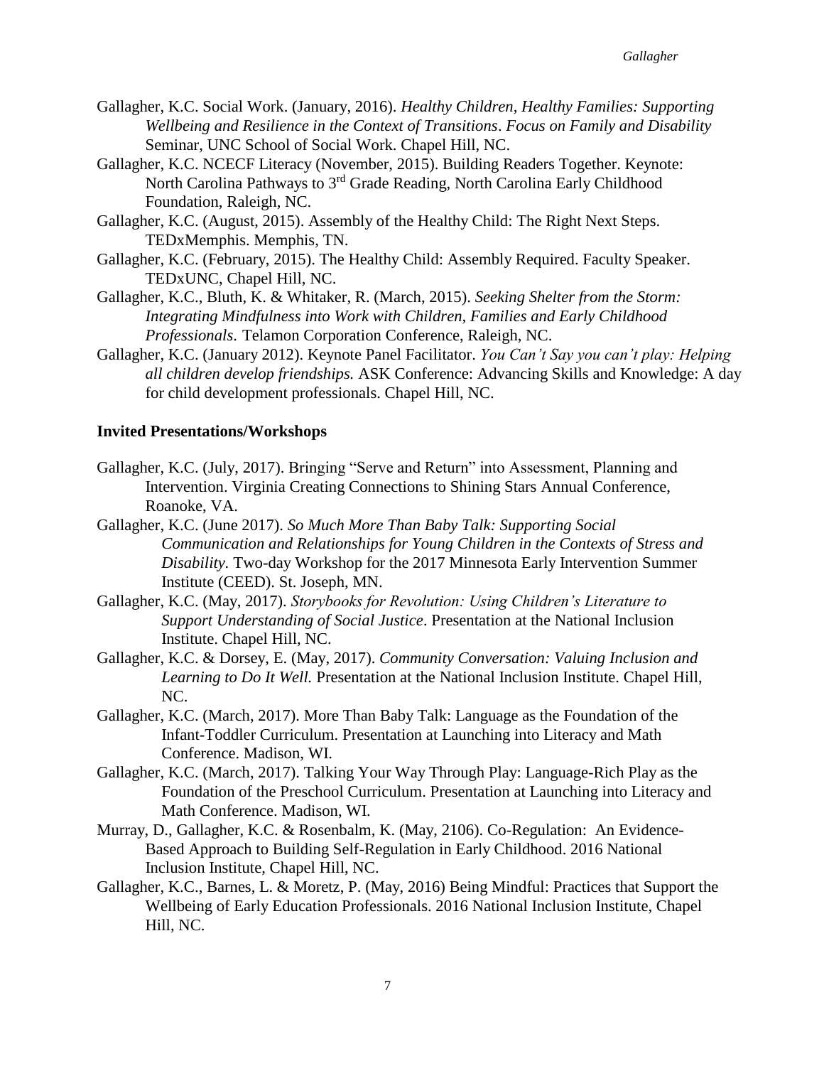Gallagher, K.C. Social Work. (January, 2016). *Healthy Children, Healthy Families: Supporting Wellbeing and Resilience in the Context of Transitions*. *Focus on Family and Disability* Seminar, UNC School of Social Work. Chapel Hill, NC.

Gallagher, K.C. NCECF Literacy (November, 2015). Building Readers Together. Keynote: North Carolina Pathways to 3rd Grade Reading, North Carolina Early Childhood Foundation, Raleigh, NC.

Gallagher, K.C. (August, 2015). Assembly of the Healthy Child: The Right Next Steps. TEDxMemphis. Memphis, TN.

Gallagher, K.C. (February, 2015). The Healthy Child: Assembly Required. Faculty Speaker. TEDxUNC, Chapel Hill, NC.

Gallagher, K.C., Bluth, K. & Whitaker, R. (March, 2015). *Seeking Shelter from the Storm: Integrating Mindfulness into Work with Children, Families and Early Childhood Professionals*. Telamon Corporation Conference, Raleigh, NC.

Gallagher, K.C. (January 2012). Keynote Panel Facilitator. *You Can't Say you can't play: Helping all children develop friendships.* ASK Conference: Advancing Skills and Knowledge: A day for child development professionals. Chapel Hill, NC.

**Invited Presentations/Workshops**

Gallagher, K.C. (July, 2017). Bringing "Serve and Return" into Assessment, Planning and Intervention. Virginia Creating Connections to Shining Stars Annual Conference, Roanoke, VA.

Gallagher, K.C. (June 2017). *So Much More Than Baby Talk: Supporting Social Communication and Relationships for Young Children in the Contexts of Stress and Disability*. Two-day Workshop for the 2017 Minnesota Early Intervention Summer Institute (CEED). St. Joseph, MN.

Gallagher, K.C. (May, 2017). *Storybooks for Revolution: Using Children's Literature to Support Understanding of Social Justice*. Presentation at the National Inclusion Institute. Chapel Hill, NC.

Gallagher, K.C. & Dorsey, E. (May, 2017). *Community Conversation: Valuing Inclusion and Learning to Do It Well.* Presentation at the National Inclusion Institute. Chapel Hill, NC.

Gallagher, K.C. (March, 2017). More Than Baby Talk: Language as the Foundation of the Infant-Toddler Curriculum. Presentation at Launching into Literacy and Math Conference. Madison, WI.

Gallagher, K.C. (March, 2017). Talking Your Way Through Play: Language-Rich Play as the Foundation of the Preschool Curriculum. Presentation at Launching into Literacy and Math Conference. Madison, WI.

Murray, D., Gallagher, K.C. & Rosenbalm, K. (May, 2106). Co-Regulation: An Evidence-Based Approach to Building Self-Regulation in Early Childhood. 2016 National Inclusion Institute, Chapel Hill, NC.

Gallagher, K.C., Barnes, L. & Moretz, P. (May, 2016) Being Mindful: Practices that Support the Wellbeing of Early Education Professionals. 2016 National Inclusion Institute, Chapel Hill, NC.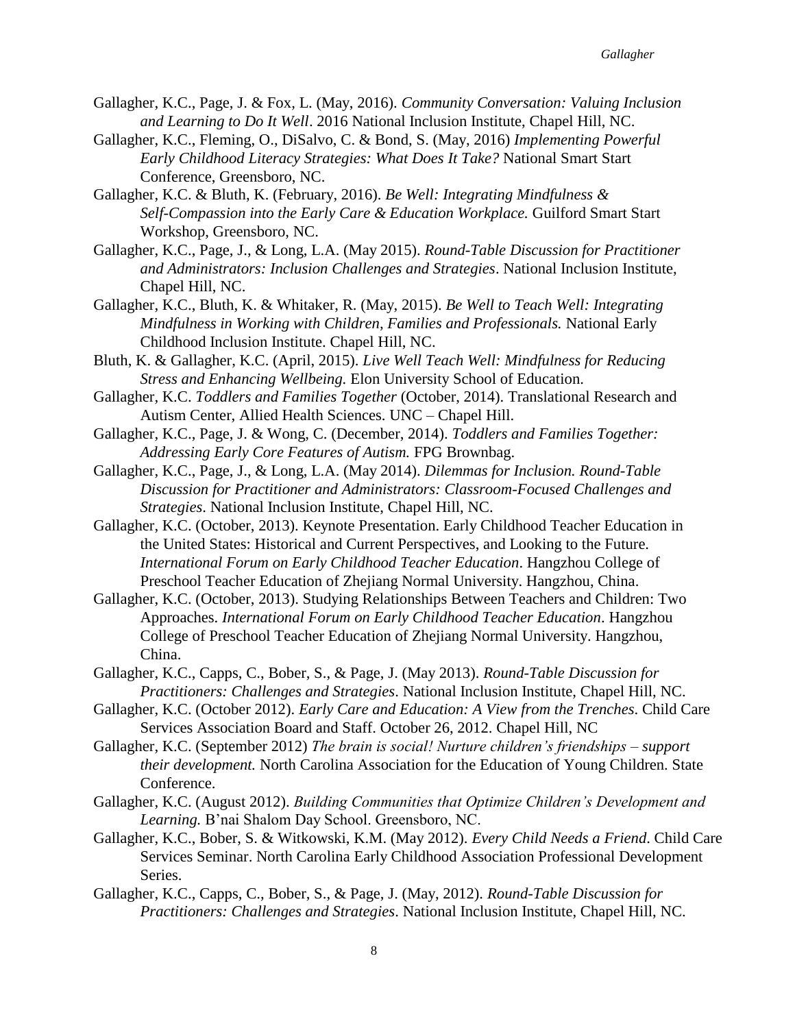Gallagher, K.C., Page, J. & Fox, L. (May, 2016). *Community Conversation: Valuing Inclusion and Learning to Do It Well*. 2016 National Inclusion Institute, Chapel Hill, NC.

Gallagher, K.C., Fleming, O., DiSalvo, C. & Bond, S. (May, 2016) *Implementing Powerful Early Childhood Literacy Strategies: What Does It Take?* National Smart Start Conference, Greensboro, NC.

Gallagher, K.C. & Bluth, K. (February, 2016). *Be Well: Integrating Mindfulness & Self-Compassion into the Early Care & Education Workplace.* Guilford Smart Start Workshop, Greensboro, NC.

Gallagher, K.C., Page, J., & Long, L.A. (May 2015). *Round-Table Discussion for Practitioner and Administrators: Inclusion Challenges and Strategies*. National Inclusion Institute, Chapel Hill, NC.

Gallagher, K.C., Bluth, K. & Whitaker, R. (May, 2015). *Be Well to Teach Well: Integrating Mindfulness in Working with Children, Families and Professionals.* National Early Childhood Inclusion Institute. Chapel Hill, NC.

Bluth, K. & Gallagher, K.C. (April, 2015). *Live Well Teach Well: Mindfulness for Reducing Stress and Enhancing Wellbeing.* Elon University School of Education.

Gallagher, K.C. *Toddlers and Families Together* (October, 2014). Translational Research and Autism Center, Allied Health Sciences. UNC – Chapel Hill.

Gallagher, K.C., Page, J. & Wong, C. (December, 2014). *Toddlers and Families Together: Addressing Early Core Features of Autism.* FPG Brownbag.

Gallagher, K.C., Page, J., & Long, L.A. (May 2014). *Dilemmas for Inclusion. Round-Table Discussion for Practitioner and Administrators: Classroom-Focused Challenges and Strategies*. National Inclusion Institute, Chapel Hill, NC.

Gallagher, K.C. (October, 2013). Keynote Presentation. Early Childhood Teacher Education in the United States: Historical and Current Perspectives, and Looking to the Future. *International Forum on Early Childhood Teacher Education*. Hangzhou College of Preschool Teacher Education of Zhejiang Normal University. Hangzhou, China.

Gallagher, K.C. (October, 2013). Studying Relationships Between Teachers and Children: Two Approaches. *International Forum on Early Childhood Teacher Education*. Hangzhou College of Preschool Teacher Education of Zhejiang Normal University. Hangzhou, China.

Gallagher, K.C., Capps, C., Bober, S., & Page, J. (May 2013). *Round-Table Discussion for Practitioners: Challenges and Strategies*. National Inclusion Institute, Chapel Hill, NC.

Gallagher, K.C. (October 2012). *Early Care and Education: A View from the Trenches*. Child Care Services Association Board and Staff. October 26, 2012. Chapel Hill, NC

Gallagher, K.C. (September 2012) *The brain is social! Nurture children's friendships – support their development.* North Carolina Association for the Education of Young Children. State Conference.

Gallagher, K.C. (August 2012). *Building Communities that Optimize Children's Development and Learning.* B'nai Shalom Day School. Greensboro, NC.

Gallagher, K.C., Bober, S. & Witkowski, K.M. (May 2012). *Every Child Needs a Friend*. Child Care Services Seminar. North Carolina Early Childhood Association Professional Development Series.

Gallagher, K.C., Capps, C., Bober, S., & Page, J. (May, 2012). *Round-Table Discussion for Practitioners: Challenges and Strategies*. National Inclusion Institute, Chapel Hill, NC.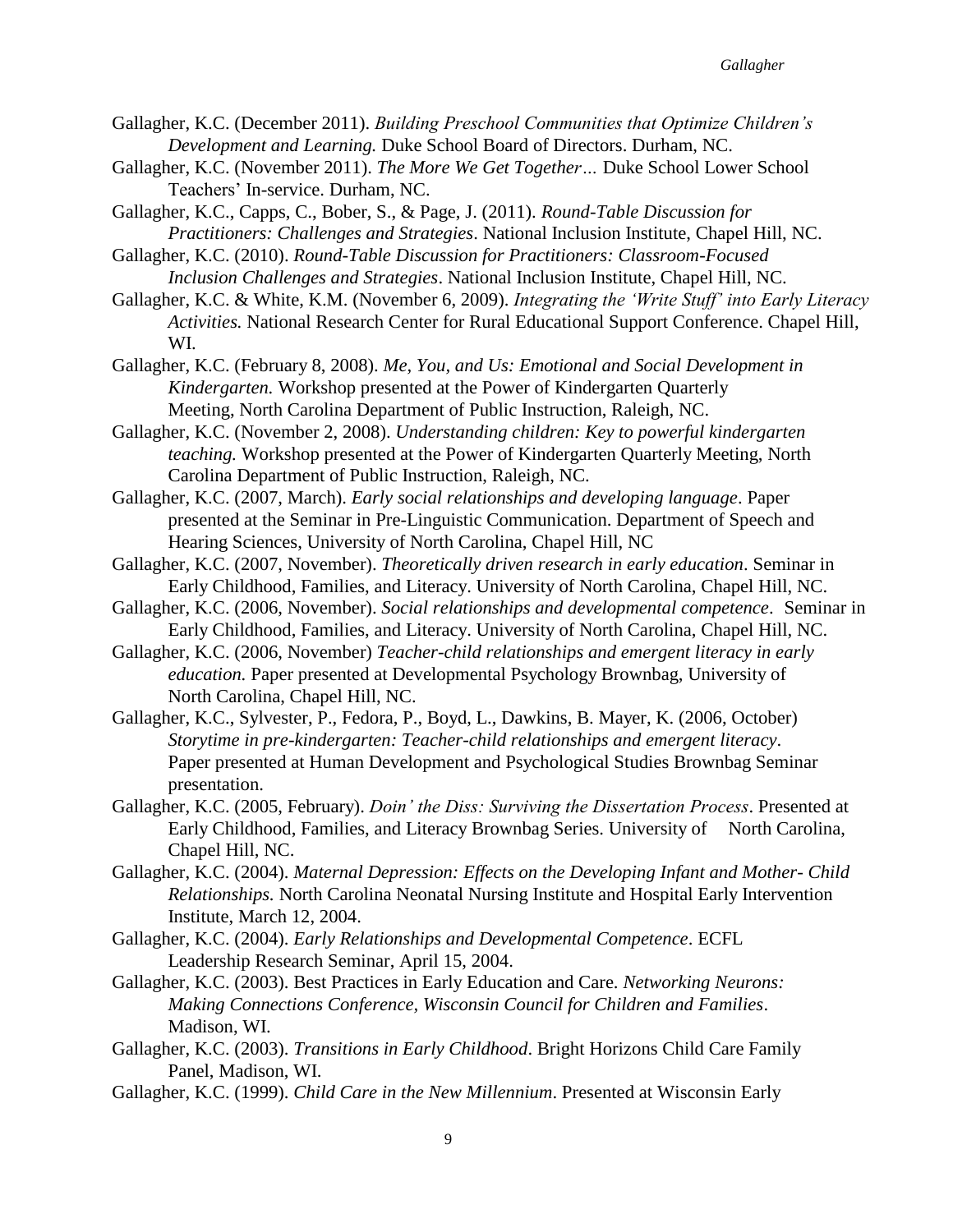Gallagher, K.C. (December 2011). *Building Preschool Communities that Optimize Children's Development and Learning.* Duke School Board of Directors. Durham, NC.

Gallagher, K.C. (November 2011). *The More We Get Together…* Duke School Lower School Teachers' In-service. Durham, NC.

Gallagher, K.C., Capps, C., Bober, S., & Page, J. (2011). *Round-Table Discussion for Practitioners: Challenges and Strategies*. National Inclusion Institute, Chapel Hill, NC.

Gallagher, K.C. (2010). *Round-Table Discussion for Practitioners: Classroom-Focused Inclusion Challenges and Strategies*. National Inclusion Institute, Chapel Hill, NC.

Gallagher, K.C. & White, K.M. (November 6, 2009). *Integrating the 'Write Stuff' into Early Literacy Activities.* National Research Center for Rural Educational Support Conference. Chapel Hill, WI.

Gallagher, K.C. (February 8, 2008). *Me, You, and Us: Emotional and Social Development in Kindergarten.* Workshop presented at the Power of Kindergarten Quarterly Meeting, North Carolina Department of Public Instruction, Raleigh, NC.

Gallagher, K.C. (November 2, 2008). *Understanding children: Key to powerful kindergarten teaching.* Workshop presented at the Power of Kindergarten Quarterly Meeting, North Carolina Department of Public Instruction, Raleigh, NC.

Gallagher, K.C. (2007, March). *Early social relationships and developing language*. Paper presented at the Seminar in Pre-Linguistic Communication. Department of Speech and Hearing Sciences, University of North Carolina, Chapel Hill, NC

Gallagher, K.C. (2007, November). *Theoretically driven research in early education*. Seminar in Early Childhood, Families, and Literacy. University of North Carolina, Chapel Hill, NC.

Gallagher, K.C. (2006, November). *Social relationships and developmental competence*. Seminar in Early Childhood, Families, and Literacy. University of North Carolina, Chapel Hill, NC.

Gallagher, K.C. (2006, November) *Teacher-child relationships and emergent literacy in early education.* Paper presented at Developmental Psychology Brownbag, University of North Carolina, Chapel Hill, NC.

Gallagher, K.C., Sylvester, P., Fedora, P., Boyd, L., Dawkins, B. Mayer, K. (2006, October) *Storytime in pre-kindergarten: Teacher-child relationships and emergent literacy*. Paper presented at Human Development and Psychological Studies Brownbag Seminar presentation.

Gallagher, K.C. (2005, February). *Doin' the Diss: Surviving the Dissertation Process*. Presented at Early Childhood, Families, and Literacy Brownbag Series. University of North Carolina, Chapel Hill, NC.

Gallagher, K.C. (2004). *Maternal Depression: Effects on the Developing Infant and Mother- Child Relationships.* North Carolina Neonatal Nursing Institute and Hospital Early Intervention Institute, March 12, 2004.

Gallagher, K.C. (2004). *Early Relationships and Developmental Competence*. ECFL Leadership Research Seminar, April 15, 2004.

Gallagher, K.C. (2003). Best Practices in Early Education and Care. *Networking Neurons: Making Connections Conference, Wisconsin Council for Children and Families*. Madison, WI.

Gallagher, K.C. (2003). *Transitions in Early Childhood*. Bright Horizons Child Care Family Panel, Madison, WI.

Gallagher, K.C. (1999). *Child Care in the New Millennium*. Presented at Wisconsin Early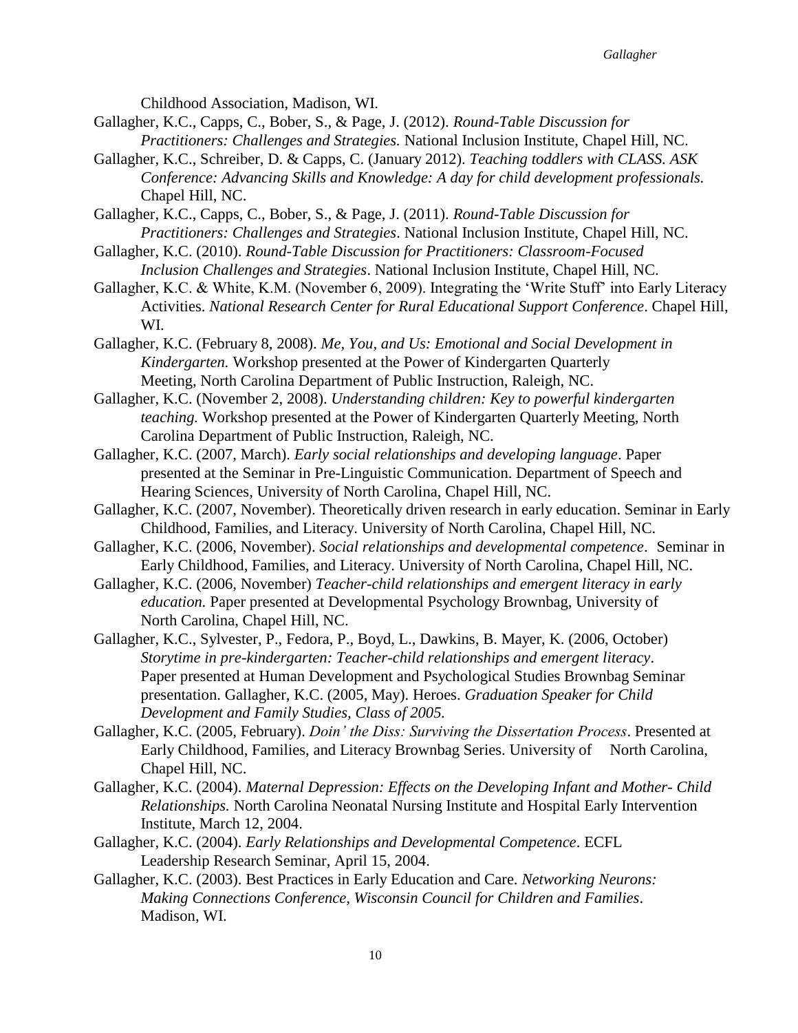Childhood Association, Madison, WI.

Gallagher, K.C., Capps, C., Bober, S., & Page, J. (2012). *Round-Table Discussion for Practitioners: Challenges and Strategies.* National Inclusion Institute, Chapel Hill, NC.

Gallagher, K.C., Schreiber, D. & Capps, C. (January 2012). *Teaching toddlers with CLASS. ASK Conference: Advancing Skills and Knowledge: A day for child development professionals.* Chapel Hill, NC.

Gallagher, K.C., Capps, C., Bober, S., & Page, J. (2011). *Round-Table Discussion for Practitioners: Challenges and Strategies*. National Inclusion Institute, Chapel Hill, NC.

Gallagher, K.C. (2010). *Round-Table Discussion for Practitioners: Classroom-Focused Inclusion Challenges and Strategies*. National Inclusion Institute, Chapel Hill, NC.

Gallagher, K.C. & White, K.M. (November 6, 2009). Integrating the 'Write Stuff' into Early Literacy Activities. *National Research Center for Rural Educational Support Conference*. Chapel Hill, WI.

Gallagher, K.C. (February 8, 2008). *Me, You, and Us: Emotional and Social Development in Kindergarten.* Workshop presented at the Power of Kindergarten Quarterly Meeting, North Carolina Department of Public Instruction, Raleigh, NC.

Gallagher, K.C. (November 2, 2008). *Understanding children: Key to powerful kindergarten teaching.* Workshop presented at the Power of Kindergarten Quarterly Meeting, North Carolina Department of Public Instruction, Raleigh, NC.

Gallagher, K.C. (2007, March). *Early social relationships and developing language*. Paper presented at the Seminar in Pre-Linguistic Communication. Department of Speech and Hearing Sciences, University of North Carolina, Chapel Hill, NC.

Gallagher, K.C. (2007, November). Theoretically driven research in early education. Seminar in Early Childhood, Families, and Literacy. University of North Carolina, Chapel Hill, NC.

Gallagher, K.C. (2006, November). *Social relationships and developmental competence*. Seminar in Early Childhood, Families, and Literacy. University of North Carolina, Chapel Hill, NC.

Gallagher, K.C. (2006, November) *Teacher-child relationships and emergent literacy in early education.* Paper presented at Developmental Psychology Brownbag, University of North Carolina, Chapel Hill, NC.

Gallagher, K.C., Sylvester, P., Fedora, P., Boyd, L., Dawkins, B. Mayer, K. (2006, October) *Storytime in pre-kindergarten: Teacher-child relationships and emergent literacy*. Paper presented at Human Development and Psychological Studies Brownbag Seminar presentation. Gallagher, K.C. (2005, May). Heroes. *Graduation Speaker for Child Development and Family Studies, Class of 2005.*

Gallagher, K.C. (2005, February). *Doin' the Diss: Surviving the Dissertation Process*. Presented at Early Childhood, Families, and Literacy Brownbag Series. University of North Carolina, Chapel Hill, NC.

Gallagher, K.C. (2004). *Maternal Depression: Effects on the Developing Infant and Mother- Child Relationships.* North Carolina Neonatal Nursing Institute and Hospital Early Intervention Institute, March 12, 2004.

Gallagher, K.C. (2004). *Early Relationships and Developmental Competence*. ECFL Leadership Research Seminar, April 15, 2004.

Gallagher, K.C. (2003). Best Practices in Early Education and Care. *Networking Neurons: Making Connections Conference, Wisconsin Council for Children and Families*. Madison, WI.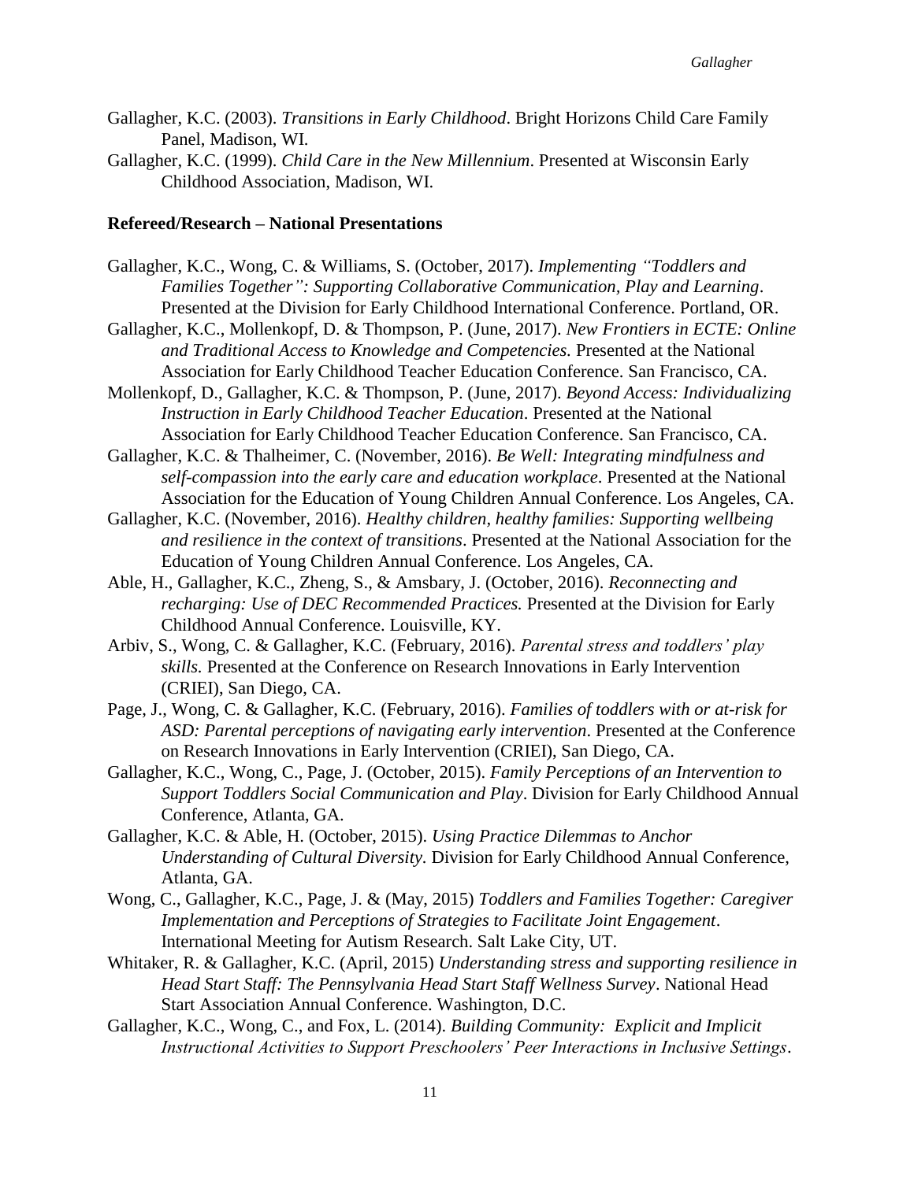Gallagher, K.C. (2003). *Transitions in Early Childhood*. Bright Horizons Child Care Family Panel, Madison, WI.

Gallagher, K.C. (1999). *Child Care in the New Millennium*. Presented at Wisconsin Early Childhood Association, Madison, WI.

**Refereed/Research – National Presentations**

Gallagher, K.C., Wong, C. & Williams, S. (October, 2017). *Implementing "Toddlers and Families Together": Supporting Collaborative Communication, Play and Learning*. Presented at the Division for Early Childhood International Conference. Portland, OR.

Gallagher, K.C., Mollenkopf, D. & Thompson, P. (June, 2017). *New Frontiers in ECTE: Online and Traditional Access to Knowledge and Competencies.* Presented at the National Association for Early Childhood Teacher Education Conference. San Francisco, CA.

Mollenkopf, D., Gallagher, K.C. & Thompson, P. (June, 2017). *Beyond Access: Individualizing Instruction in Early Childhood Teacher Education*. Presented at the National Association for Early Childhood Teacher Education Conference. San Francisco, CA.

Gallagher, K.C. & Thalheimer, C. (November, 2016). *Be Well: Integrating mindfulness and self-compassion into the early care and education workplace*. Presented at the National Association for the Education of Young Children Annual Conference. Los Angeles, CA.

Gallagher, K.C. (November, 2016). *Healthy children, healthy families: Supporting wellbeing and resilience in the context of transitions*. Presented at the National Association for the Education of Young Children Annual Conference. Los Angeles, CA.

Able, H., Gallagher, K.C., Zheng, S., & Amsbary, J. (October, 2016). *Reconnecting and recharging: Use of DEC Recommended Practices.* Presented at the Division for Early Childhood Annual Conference. Louisville, KY.

Arbiv, S., Wong, C. & Gallagher, K.C. (February, 2016). *Parental stress and toddlers' play skills.* Presented at the Conference on Research Innovations in Early Intervention (CRIEI), San Diego, CA.

Page, J., Wong, C. & Gallagher, K.C. (February, 2016). *Families of toddlers with or at-risk for ASD: Parental perceptions of navigating early intervention*. Presented at the Conference on Research Innovations in Early Intervention (CRIEI), San Diego, CA.

Gallagher, K.C., Wong, C., Page, J. (October, 2015). *Family Perceptions of an Intervention to Support Toddlers Social Communication and Play*. Division for Early Childhood Annual Conference, Atlanta, GA.

Gallagher, K.C. & Able, H. (October, 2015). *Using Practice Dilemmas to Anchor Understanding of Cultural Diversity.* Division for Early Childhood Annual Conference, Atlanta, GA.

Wong, C., Gallagher, K.C., Page, J. & (May, 2015) *Toddlers and Families Together: Caregiver Implementation and Perceptions of Strategies to Facilitate Joint Engagement*. International Meeting for Autism Research. Salt Lake City, UT.

Whitaker, R. & Gallagher, K.C. (April, 2015) *Understanding stress and supporting resilience in Head Start Staff: The Pennsylvania Head Start Staff Wellness Survey*. National Head Start Association Annual Conference. Washington, D.C.

Gallagher, K.C., Wong, C., and Fox, L. (2014). *Building Community: Explicit and Implicit Instructional Activities to Support Preschoolers' Peer Interactions in Inclusive Settings*.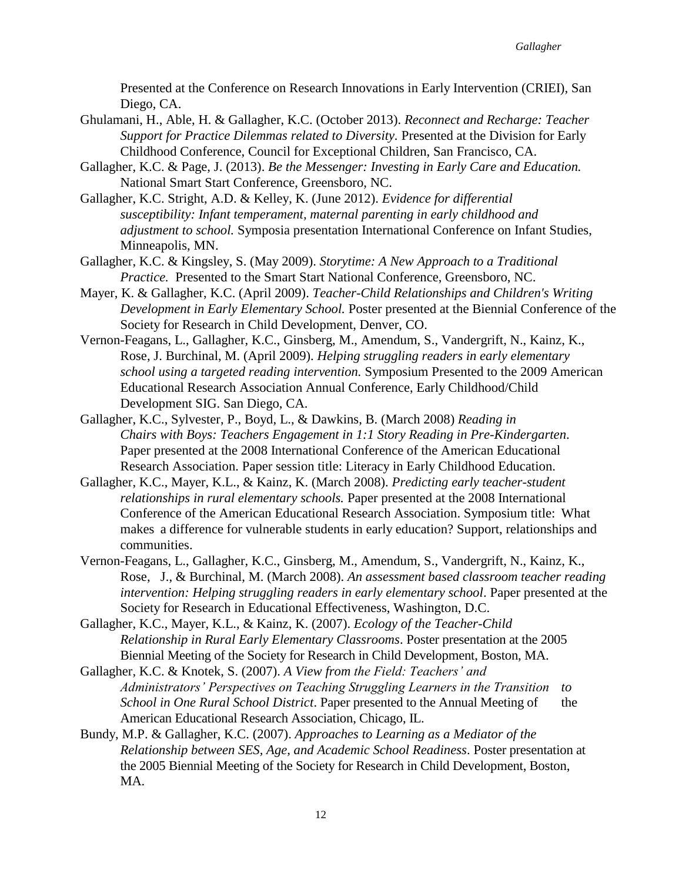Presented at the Conference on Research Innovations in Early Intervention (CRIEI), San Diego, CA.

Ghulamani, H., Able, H. & Gallagher, K.C. (October 2013). *Reconnect and Recharge: Teacher Support for Practice Dilemmas related to Diversity.* Presented at the Division for Early Childhood Conference, Council for Exceptional Children, San Francisco, CA.

Gallagher, K.C. & Page, J. (2013). *Be the Messenger: Investing in Early Care and Education.* National Smart Start Conference, Greensboro, NC.

Gallagher, K.C. Stright, A.D. & Kelley, K. (June 2012). *Evidence for differential susceptibility: Infant temperament, maternal parenting in early childhood and adjustment to school.* Symposia presentation International Conference on Infant Studies, Minneapolis, MN.

Gallagher, K.C. & Kingsley, S. (May 2009). *Storytime: A New Approach to a Traditional Practice.* Presented to the Smart Start National Conference, Greensboro, NC.

Mayer, K. & Gallagher, K.C. (April 2009). *Teacher-Child Relationships and Children's Writing Development in Early Elementary School.* Poster presented at the Biennial Conference of the Society for Research in Child Development, Denver, CO.

Vernon-Feagans, L., Gallagher, K.C., Ginsberg, M., Amendum, S., Vandergrift, N., Kainz, K., Rose, J. Burchinal, M. (April 2009). *Helping struggling readers in early elementary school using a targeted reading intervention.* Symposium Presented to the 2009 American Educational Research Association Annual Conference, Early Childhood/Child Development SIG. San Diego, CA.

Gallagher, K.C., Sylvester, P., Boyd, L., & Dawkins, B. (March 2008) *Reading in Chairs with Boys: Teachers Engagement in 1:1 Story Reading in Pre-Kindergarten*. Paper presented at the 2008 International Conference of the American Educational Research Association. Paper session title: Literacy in Early Childhood Education.

Gallagher, K.C., Mayer, K.L., & Kainz, K. (March 2008). *Predicting early teacher-student relationships in rural elementary schools.* Paper presented at the 2008 International Conference of the American Educational Research Association. Symposium title: What makes a difference for vulnerable students in early education? Support, relationships and communities.

Vernon-Feagans, L., Gallagher, K.C., Ginsberg, M., Amendum, S., Vandergrift, N., Kainz, K., Rose, J., & Burchinal, M. (March 2008). *An assessment based classroom teacher reading intervention: Helping struggling readers in early elementary school*. Paper presented at the Society for Research in Educational Effectiveness, Washington, D.C.

Gallagher, K.C., Mayer, K.L., & Kainz, K. (2007). *Ecology of the Teacher-Child Relationship in Rural Early Elementary Classrooms*. Poster presentation at the 2005 Biennial Meeting of the Society for Research in Child Development, Boston, MA.

Gallagher, K.C. & Knotek, S. (2007). *A View from the Field: Teachers' and Administrators' Perspectives on Teaching Struggling Learners in the Transition to School in One Rural School District*. Paper presented to the Annual Meeting of the American Educational Research Association, Chicago, IL.

Bundy, M.P. & Gallagher, K.C. (2007). *Approaches to Learning as a Mediator of the Relationship between SES, Age, and Academic School Readiness*. Poster presentation at the 2005 Biennial Meeting of the Society for Research in Child Development, Boston, MA.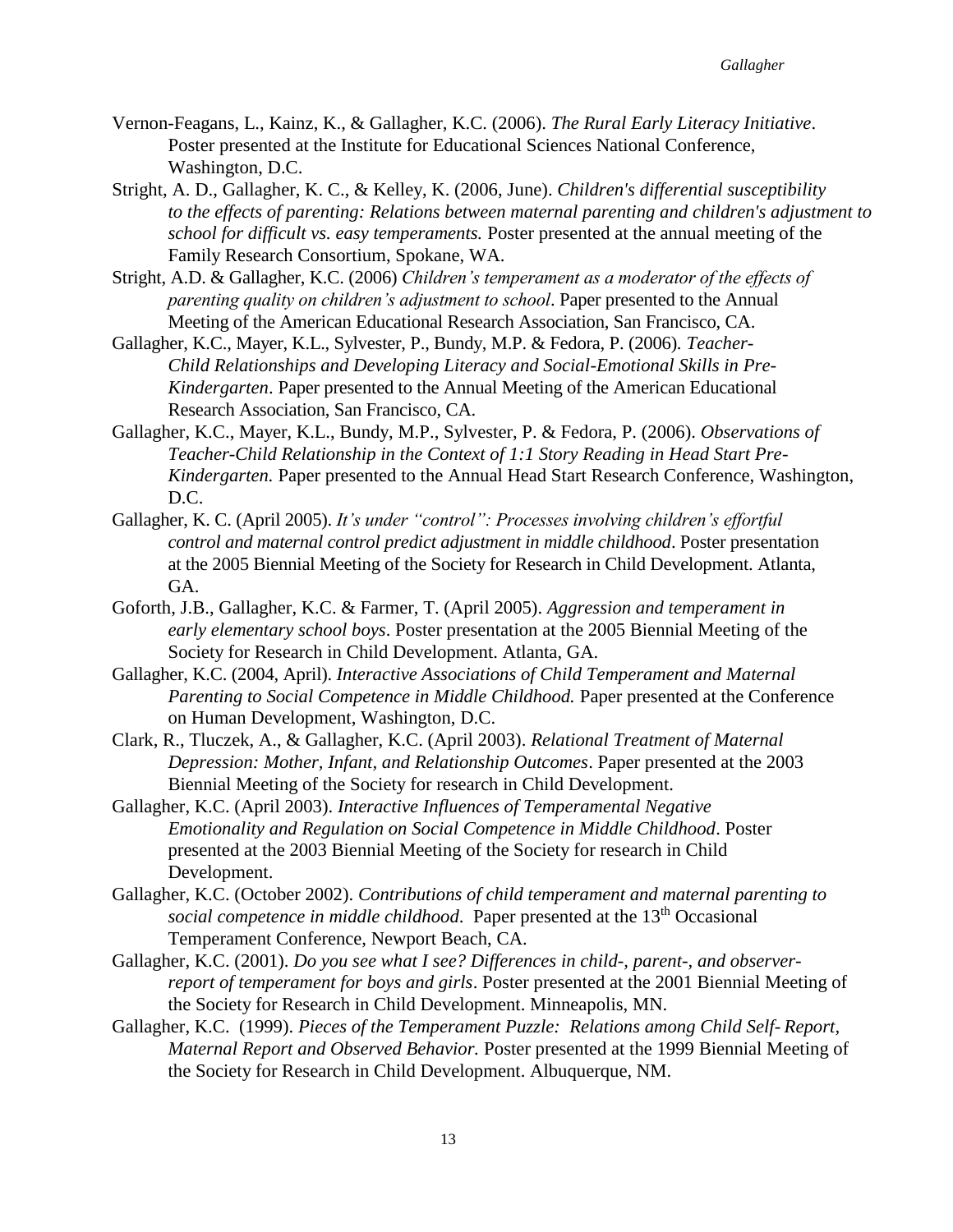Vernon-Feagans, L., Kainz, K., & Gallagher, K.C. (2006). *The Rural Early Literacy Initiative*. Poster presented at the Institute for Educational Sciences National Conference, Washington, D.C.

Stright, A. D., Gallagher, K. C., & Kelley, K. (2006, June). *Children's differential susceptibility to the effects of parenting: Relations between maternal parenting and children's adjustment to school for difficult vs. easy temperaments.* Poster presented at the annual meeting of the Family Research Consortium, Spokane, WA.

Stright, A.D. & Gallagher, K.C. (2006) *Children's temperament as a moderator of the effects of parenting quality on children's adjustment to school*. Paper presented to the Annual Meeting of the American Educational Research Association, San Francisco, CA.

Gallagher, K.C., Mayer, K.L., Sylvester, P., Bundy, M.P. & Fedora, P. (2006). *Teacher-Child Relationships and Developing Literacy and Social-Emotional Skills in Pre-Kindergarten*. Paper presented to the Annual Meeting of the American Educational Research Association, San Francisco, CA.

Gallagher, K.C., Mayer, K.L., Bundy, M.P., Sylvester, P. & Fedora, P. (2006). *Observations of Teacher-Child Relationship in the Context of 1:1 Story Reading in Head Start Pre-Kindergarten.* Paper presented to the Annual Head Start Research Conference, Washington, D.C.

Gallagher, K. C. (April 2005). *It's under "control": Processes involving children's effortful control and maternal control predict adjustment in middle childhood*. Poster presentation at the 2005 Biennial Meeting of the Society for Research in Child Development. Atlanta, GA.

Goforth, J.B., Gallagher, K.C. & Farmer, T. (April 2005). *Aggression and temperament in early elementary school boys*. Poster presentation at the 2005 Biennial Meeting of the Society for Research in Child Development. Atlanta, GA.

Gallagher, K.C. (2004, April). *Interactive Associations of Child Temperament and Maternal Parenting to Social Competence in Middle Childhood.* Paper presented at the Conference on Human Development, Washington, D.C.

Clark, R., Tluczek, A., & Gallagher, K.C. (April 2003). *Relational Treatment of Maternal Depression: Mother, Infant, and Relationship Outcomes*. Paper presented at the 2003 Biennial Meeting of the Society for research in Child Development.

Gallagher, K.C. (April 2003). *Interactive Influences of Temperamental Negative Emotionality and Regulation on Social Competence in Middle Childhood*. Poster presented at the 2003 Biennial Meeting of the Society for research in Child Development.

Gallagher, K.C. (October 2002). *Contributions of child temperament and maternal parenting to social competence in middle childhood.* Paper presented at the 13th Occasional Temperament Conference, Newport Beach, CA.

Gallagher, K.C. (2001). *Do you see what I see? Differences in child-, parent-, and observer-report of temperament for boys and girls*. Poster presented at the 2001 Biennial Meeting of the Society for Research in Child Development. Minneapolis, MN.

Gallagher, K.C. (1999). *Pieces of the Temperament Puzzle: Relations among Child Self- Report, Maternal Report and Observed Behavior.* Poster presented at the 1999 Biennial Meeting of the Society for Research in Child Development. Albuquerque, NM.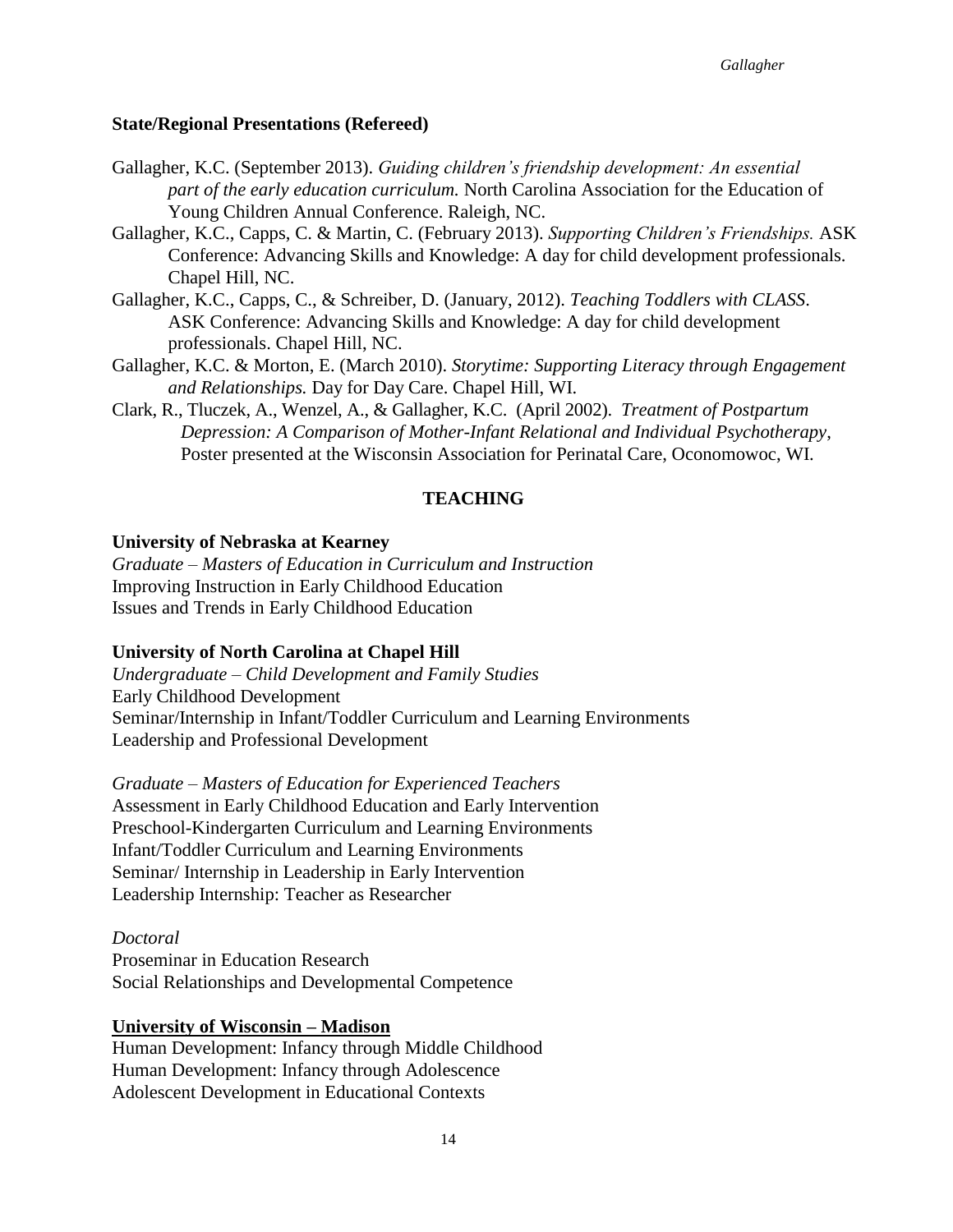### State/Regional Presentations (Refereed)

Gallagher, K.C. (September 2013). *Guiding children's friendship development: An essential part of the early education curriculum.* North Carolina Association for the Education of Young Children Annual Conference. Raleigh, NC.

Gallagher, K.C., Capps, C. & Martin, C. (February 2013). *Supporting Children's Friendships.* ASK Conference: Advancing Skills and Knowledge: A day for child development professionals. Chapel Hill, NC.

Gallagher, K.C., Capps, C., & Schreiber, D. (January, 2012). *Teaching Toddlers with CLASS*. ASK Conference: Advancing Skills and Knowledge: A day for child development professionals. Chapel Hill, NC.

Gallagher, K.C. & Morton, E. (March 2010). *Storytime: Supporting Literacy through Engagement and Relationships.* Day for Day Care. Chapel Hill, WI.

Clark, R., Tluczek, A., Wenzel, A., & Gallagher, K.C. (April 2002). *Treatment of Postpartum Depression: A Comparison of Mother-Infant Relational and Individual Psychotherapy*, Poster presented at the Wisconsin Association for Perinatal Care, Oconomowoc, WI.

## TEACHING

**University of Nebraska at Kearney**
*Graduate – Masters of Education in Curriculum and Instruction*
Improving Instruction in Early Childhood Education
Issues and Trends in Early Childhood Education

**University of North Carolina at Chapel Hill**
*Undergraduate – Child Development and Family Studies*
Early Childhood Development
Seminar/Internship in Infant/Toddler Curriculum and Learning Environments
Leadership and Professional Development

*Graduate – Masters of Education for Experienced Teachers*
Assessment in Early Childhood Education and Early Intervention
Preschool-Kindergarten Curriculum and Learning Environments
Infant/Toddler Curriculum and Learning Environments
Seminar/ Internship in Leadership in Early Intervention
Leadership Internship: Teacher as Researcher

*Doctoral*
Proseminar in Education Research
Social Relationships and Developmental Competence

**University of Wisconsin – Madison**
Human Development: Infancy through Middle Childhood
Human Development: Infancy through Adolescence
Adolescent Development in Educational Contexts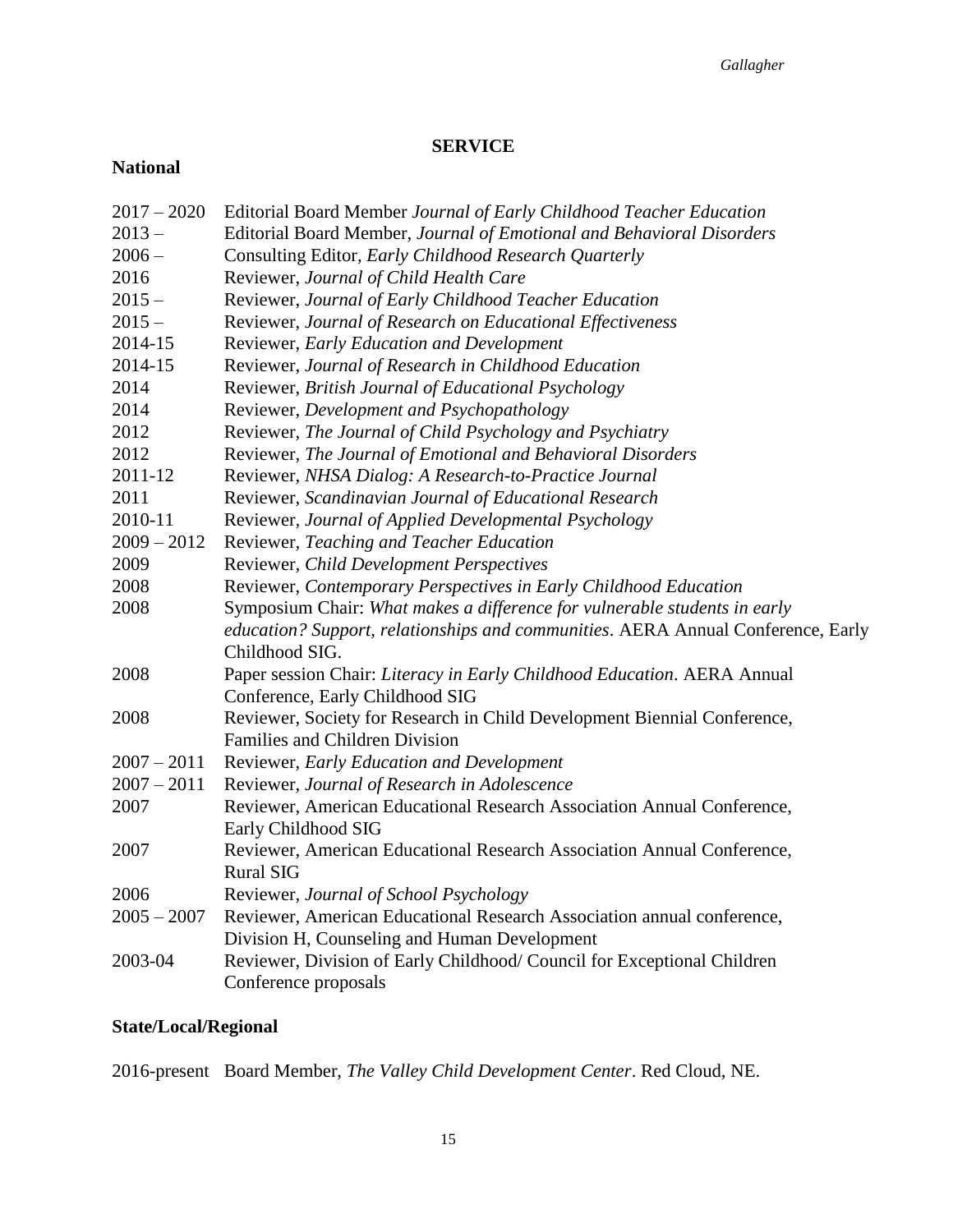## SERVICE

### National

2017 – 2020 Editorial Board Member *Journal of Early Childhood Teacher Education*
2013 – Editorial Board Member, *Journal of Emotional and Behavioral Disorders*
2006 – Consulting Editor, *Early Childhood Research Quarterly*
2016 Reviewer, *Journal of Child Health Care*
2015 – Reviewer, *Journal of Early Childhood Teacher Education*
2015 – Reviewer, *Journal of Research on Educational Effectiveness*
2014-15 Reviewer, *Early Education and Development*
2014-15 Reviewer, *Journal of Research in Childhood Education*
2014 Reviewer, *British Journal of Educational Psychology*
2014 Reviewer, *Development and Psychopathology*
2012 Reviewer, *The Journal of Child Psychology and Psychiatry*
2012 Reviewer, *The Journal of Emotional and Behavioral Disorders*
2011-12 Reviewer, *NHSA Dialog: A Research-to-Practice Journal*
2011 Reviewer, *Scandinavian Journal of Educational Research*
2010-11 Reviewer, *Journal of Applied Developmental Psychology*
2009 – 2012 Reviewer, *Teaching and Teacher Education*
2009 Reviewer, *Child Development Perspectives*
2008 Reviewer, *Contemporary Perspectives in Early Childhood Education*
2008 Symposium Chair: *What makes a difference for vulnerable students in early education? Support, relationships and communities*. AERA Annual Conference, Early Childhood SIG.
2008 Paper session Chair: *Literacy in Early Childhood Education*. AERA Annual Conference, Early Childhood SIG
2008 Reviewer, Society for Research in Child Development Biennial Conference, Families and Children Division
2007 – 2011 Reviewer, *Early Education and Development*
2007 – 2011 Reviewer, *Journal of Research in Adolescence*
2007 Reviewer, American Educational Research Association Annual Conference, Early Childhood SIG
2007 Reviewer, American Educational Research Association Annual Conference, Rural SIG
2006 Reviewer, *Journal of School Psychology*
2005 – 2007 Reviewer, American Educational Research Association annual conference, Division H, Counseling and Human Development
2003-04 Reviewer, Division of Early Childhood/ Council for Exceptional Children Conference proposals

### State/Local/Regional

2016-present Board Member, *The Valley Child Development Center*. Red Cloud, NE.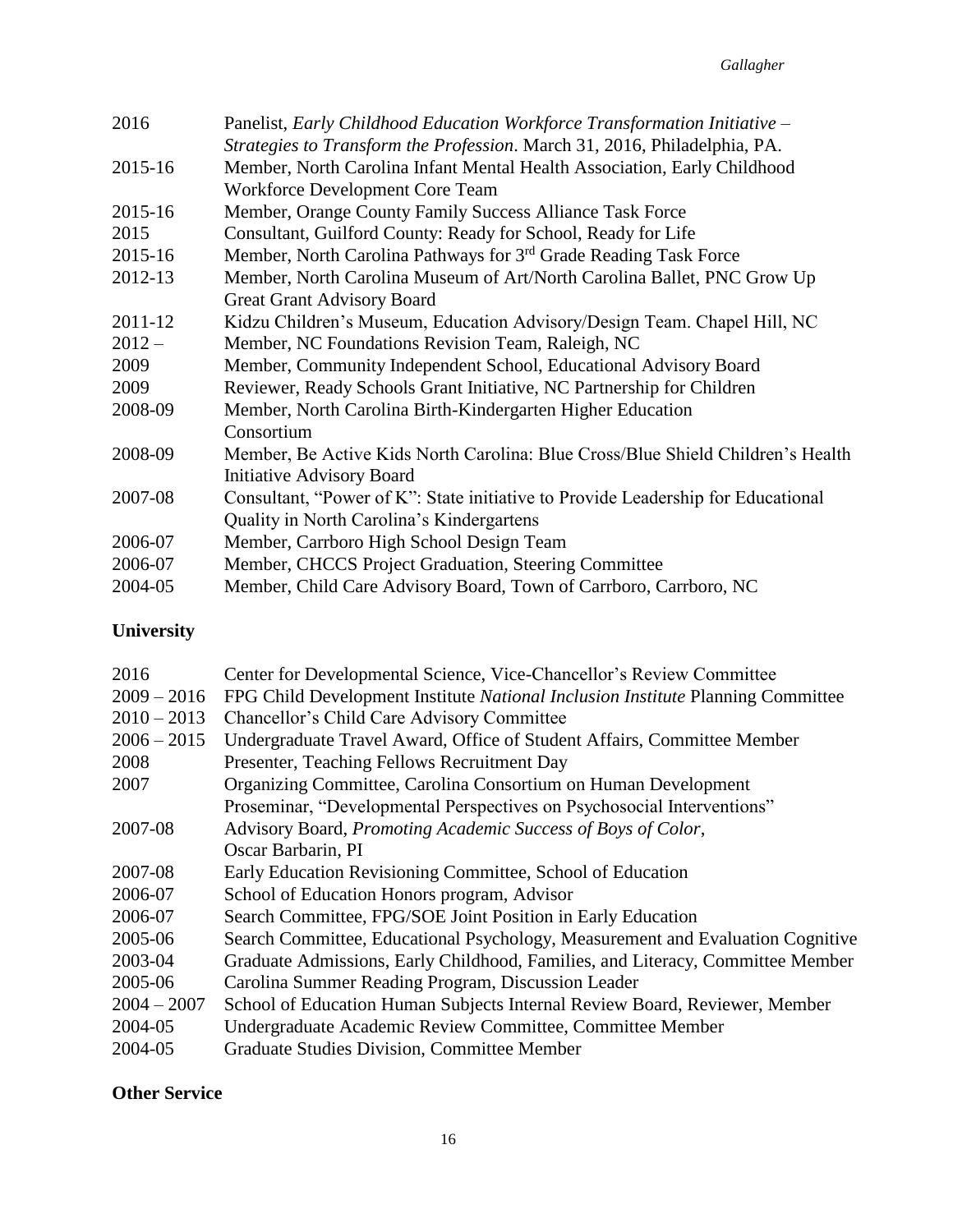| | |
|---|---|
| 2016 | Panelist, *Early Childhood Education Workforce Transformation Initiative – Strategies to Transform the Profession*. March 31, 2016, Philadelphia, PA. |
| 2015-16 | Member, North Carolina Infant Mental Health Association, Early Childhood Workforce Development Core Team |
| 2015-16 | Member, Orange County Family Success Alliance Task Force |
| 2015 | Consultant, Guilford County: Ready for School, Ready for Life |
| 2015-16 | Member, North Carolina Pathways for 3rd Grade Reading Task Force |
| 2012-13 | Member, North Carolina Museum of Art/North Carolina Ballet, PNC Grow Up Great Grant Advisory Board |
| 2011-12 | Kidzu Children's Museum, Education Advisory/Design Team. Chapel Hill, NC |
| 2012 – | Member, NC Foundations Revision Team, Raleigh, NC |
| 2009 | Member, Community Independent School, Educational Advisory Board |
| 2009 | Reviewer, Ready Schools Grant Initiative, NC Partnership for Children |
| 2008-09 | Member, North Carolina Birth-Kindergarten Higher Education Consortium |
| 2008-09 | Member, Be Active Kids North Carolina: Blue Cross/Blue Shield Children's Health Initiative Advisory Board |
| 2007-08 | Consultant, "Power of K": State initiative to Provide Leadership for Educational Quality in North Carolina's Kindergartens |
| 2006-07 | Member, Carrboro High School Design Team |
| 2006-07 | Member, CHCCS Project Graduation, Steering Committee |
| 2004-05 | Member, Child Care Advisory Board, Town of Carrboro, Carrboro, NC |

## University

| | |
|---|---|
| 2016 | Center for Developmental Science, Vice-Chancellor's Review Committee |
| 2009 – 2016 | FPG Child Development Institute *National Inclusion Institute* Planning Committee |
| 2010 – 2013 | Chancellor's Child Care Advisory Committee |
| 2006 – 2015 | Undergraduate Travel Award, Office of Student Affairs, Committee Member |
| 2008 | Presenter, Teaching Fellows Recruitment Day |
| 2007 | Organizing Committee, Carolina Consortium on Human Development Proseminar, "Developmental Perspectives on Psychosocial Interventions" |
| 2007-08 | Advisory Board, *Promoting Academic Success of Boys of Color*, Oscar Barbarin, PI |
| 2007-08 | Early Education Revisioning Committee, School of Education |
| 2006-07 | School of Education Honors program, Advisor |
| 2006-07 | Search Committee, FPG/SOE Joint Position in Early Education |
| 2005-06 | Search Committee, Educational Psychology, Measurement and Evaluation Cognitive |
| 2003-04 | Graduate Admissions, Early Childhood, Families, and Literacy, Committee Member |
| 2005-06 | Carolina Summer Reading Program, Discussion Leader |
| 2004 – 2007 | School of Education Human Subjects Internal Review Board, Reviewer, Member |
| 2004-05 | Undergraduate Academic Review Committee, Committee Member |
| 2004-05 | Graduate Studies Division, Committee Member |

## Other Service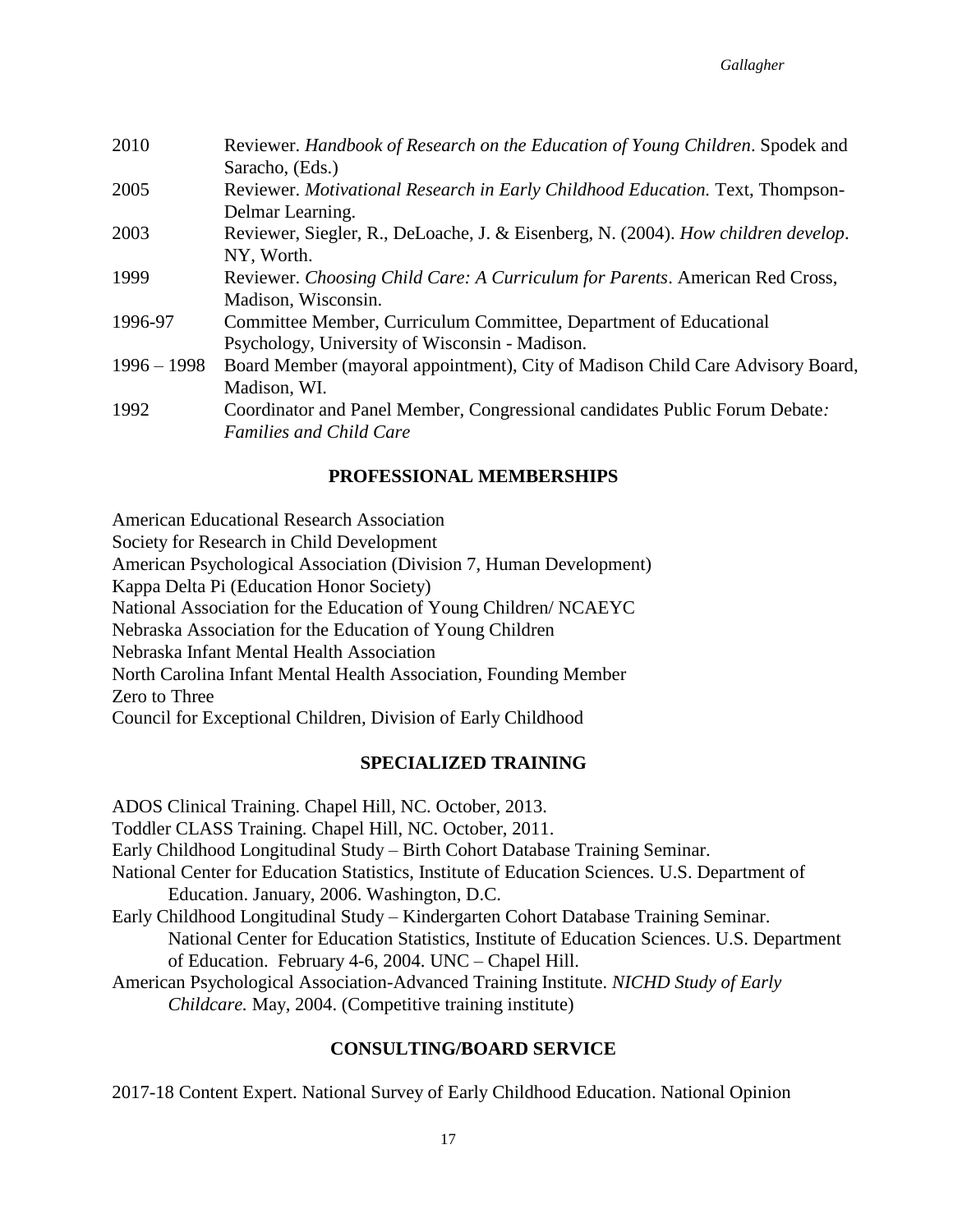| | |
|---|---|
| 2010 | Reviewer. *Handbook of Research on the Education of Young Children*. Spodek and Saracho, (Eds.) |
| 2005 | Reviewer. *Motivational Research in Early Childhood Education.* Text, Thompson-Delmar Learning. |
| 2003 | Reviewer, Siegler, R., DeLoache, J. & Eisenberg, N. (2004). *How children develop*. NY, Worth. |
| 1999 | Reviewer. *Choosing Child Care: A Curriculum for Parents*. American Red Cross, Madison, Wisconsin. |
| 1996-97 | Committee Member, Curriculum Committee, Department of Educational Psychology, University of Wisconsin - Madison. |
| 1996 – 1998 | Board Member (mayoral appointment), City of Madison Child Care Advisory Board, Madison, WI. |
| 1992 | Coordinator and Panel Member, Congressional candidates Public Forum Debate*: Families and Child Care* |

## PROFESSIONAL MEMBERSHIPS

American Educational Research Association
Society for Research in Child Development
American Psychological Association (Division 7, Human Development)
Kappa Delta Pi (Education Honor Society)
National Association for the Education of Young Children/ NCAEYC
Nebraska Association for the Education of Young Children
Nebraska Infant Mental Health Association
North Carolina Infant Mental Health Association, Founding Member
Zero to Three
Council for Exceptional Children, Division of Early Childhood

## SPECIALIZED TRAINING

ADOS Clinical Training. Chapel Hill, NC. October, 2013.

Toddler CLASS Training. Chapel Hill, NC. October, 2011.

Early Childhood Longitudinal Study – Birth Cohort Database Training Seminar.

National Center for Education Statistics, Institute of Education Sciences. U.S. Department of Education. January, 2006. Washington, D.C.

Early Childhood Longitudinal Study – Kindergarten Cohort Database Training Seminar. National Center for Education Statistics, Institute of Education Sciences. U.S. Department of Education. February 4-6, 2004. UNC – Chapel Hill.

American Psychological Association-Advanced Training Institute. *NICHD Study of Early Childcare.* May, 2004. (Competitive training institute)

## CONSULTING/BOARD SERVICE

2017-18 Content Expert. National Survey of Early Childhood Education. National Opinion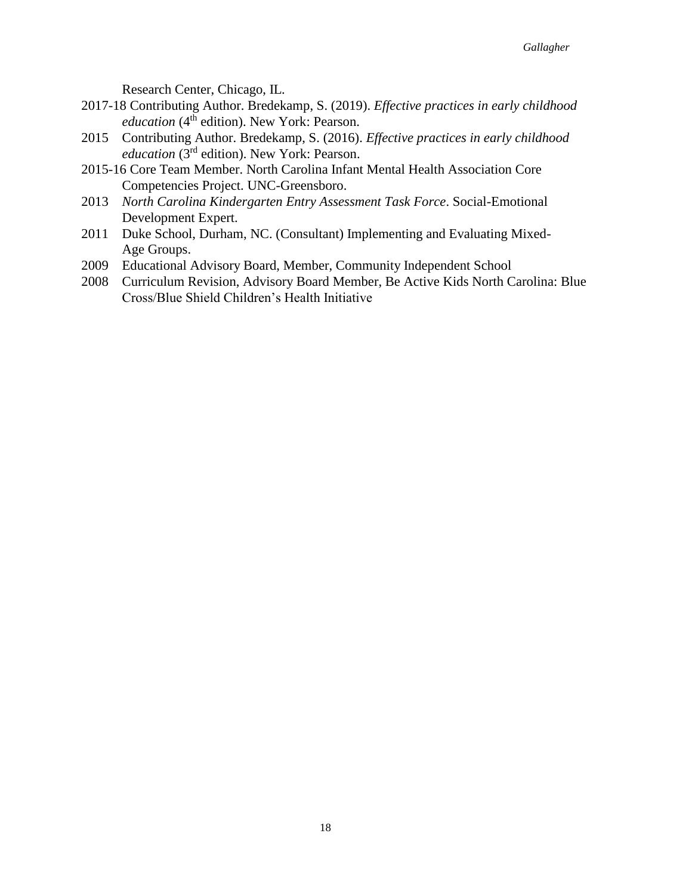Research Center, Chicago, IL.

2017-18 Contributing Author. Bredekamp, S. (2019). *Effective practices in early childhood education* (4th edition). New York: Pearson.

2015 Contributing Author. Bredekamp, S. (2016). *Effective practices in early childhood education* (3rd edition). New York: Pearson.

2015-16 Core Team Member. North Carolina Infant Mental Health Association Core Competencies Project. UNC-Greensboro.

2013 *North Carolina Kindergarten Entry Assessment Task Force*. Social-Emotional Development Expert.

2011 Duke School, Durham, NC. (Consultant) Implementing and Evaluating Mixed-Age Groups.

2009 Educational Advisory Board, Member, Community Independent School

2008 Curriculum Revision, Advisory Board Member, Be Active Kids North Carolina: Blue Cross/Blue Shield Children's Health Initiative